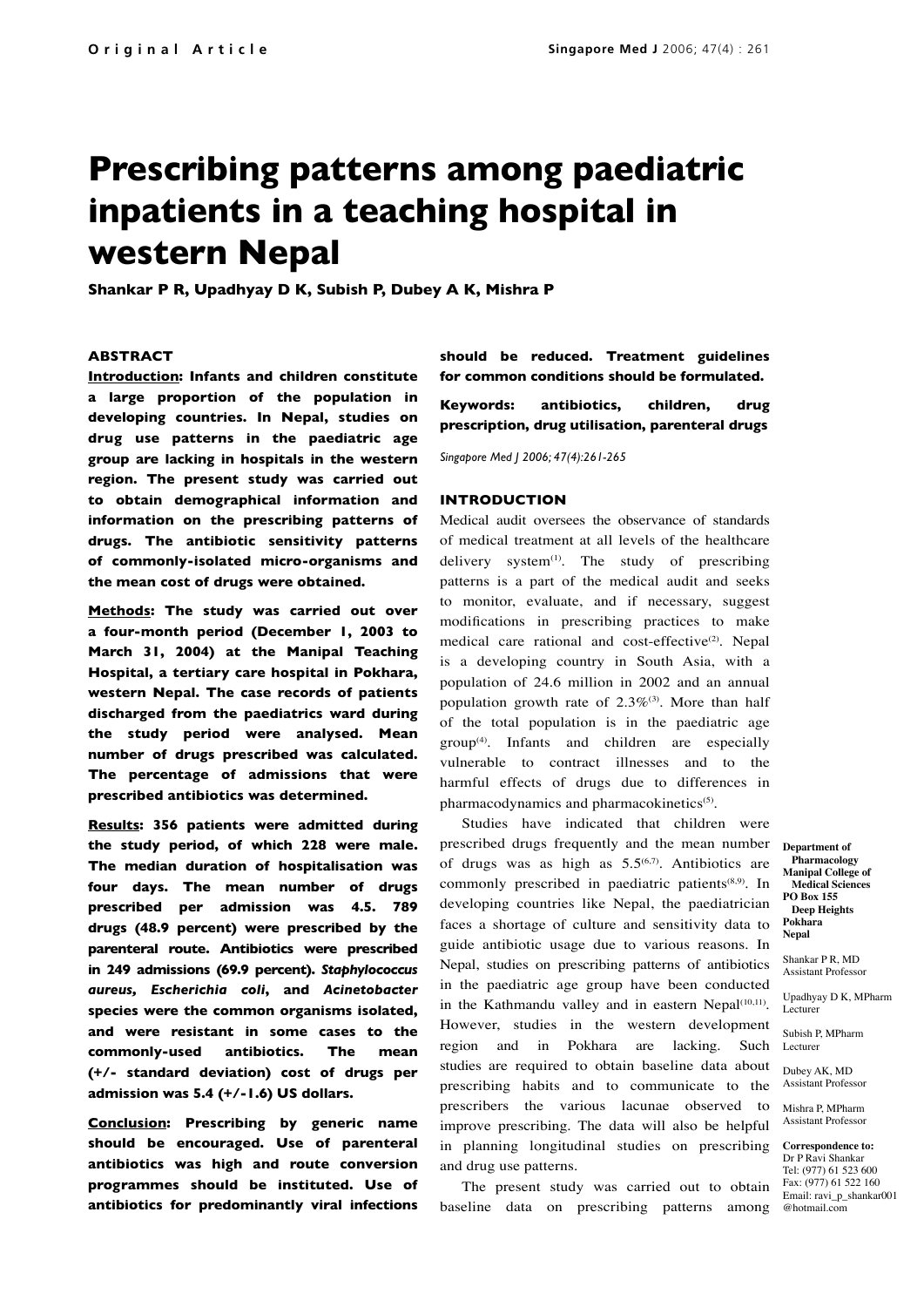# Prescribing patterns among paediatric inpatients in a teaching hospital in western Nepal

**Shankar P R, Upadhyay D K, Subish P, Dubey A K, Mishra P**

### ABSTRACT

**Introduction: Infants and children constitute a large proportion of the population in developing countries. In Nepal, studies on drug use patterns in the paediatric age group are lacking in hospitals in the western region. The present study was carried out to obtain demographical information and information on the prescribing patterns of drugs. The antibiotic sensitivity patterns of commonly-isolated micro-organisms and the mean cost of drugs were obtained.**

**Methods: The study was carried out over a four-month period (December 1, 2003 to March 31, 2004) at the Manipal Teaching Hospital, a tertiary care hospital in Pokhara, western Nepal. The case records of patients discharged from the paediatrics ward during the study period were analysed. Mean number of drugs prescribed was calculated. The percentage of admissions that were prescribed antibiotics was determined.**

**Results: 356 patients were admitted during the study period, of which 228 were male. The median duration of hospitalisation was four days. The mean number of drugs prescribed per admission was 4.5. 789 drugs (48.9 percent) were prescribed by the parenteral route. Antibiotics were prescribed in 249 admissions (69.9 percent). *Staphylococcus aureus*, *Escherichia coli*, and *Acinetobacter* species were the common organisms isolated, and were resistant in some cases to the commonly-used antibiotics. The mean (+/- standard deviation) cost of drugs per admission was 5.4 (+/-1.6) US dollars.**

**Conclusion: Prescribing by generic name should be encouraged. Use of parenteral antibiotics was high and route conversion programmes should be instituted. Use of antibiotics for predominantly viral infections should be reduced. Treatment guidelines for common conditions should be formulated.**

**Keywords: antibiotics, children, drug prescription, drug utilisation, parenteral drugs**

*Singapore Med J 2006; 47(4):261-265*

### INTRODUCTION

Medical audit oversees the observance of standards of medical treatment at all levels of the healthcare delivery system[1]. The study of prescribing patterns is a part of the medical audit and seeks to monitor, evaluate, and if necessary, suggest modifications in prescribing practices to make medical care rational and cost-effective[2]. Nepal is a developing country in South Asia, with a population of 24.6 million in 2002 and an annual population growth rate of 2.3%[3]. More than half of the total population is in the paediatric age group[4]. Infants and children are especially vulnerable to contract illnesses and to the harmful effects of drugs due to differences in pharmacodynamics and pharmacokinetics[5].

Studies have indicated that children were prescribed drugs frequently and the mean number of drugs was as high as 5.5[6,7]. Antibiotics are commonly prescribed in paediatric patients[8,9]. In developing countries like Nepal, the paediatrician faces a shortage of culture and sensitivity data to guide antibiotic usage due to various reasons. In Nepal, studies on prescribing patterns of antibiotics in the paediatric age group have been conducted in the Kathmandu valley and in eastern Nepal[10,11]. However, studies in the western development region and in Pokhara are lacking. Such studies are required to obtain baseline data about prescribing habits and to communicate to the prescribers the various lacunae observed to improve prescribing. The data will also be helpful in planning longitudinal studies on prescribing and drug use patterns.

The present study was carried out to obtain baseline data on prescribing patterns among

**Department of Pharmacology**
**Manipal College of Medical Sciences**
**PO Box 155**
**Deep Heights**
**Pokhara**
**Nepal**

Shankar P R, MD
Assistant Professor

Upadhyay D K, MPharm
Lecturer

Subish P, MPharm
Lecturer

Dubey AK, MD
Assistant Professor

Mishra P, MPharm
Assistant Professor

**Correspondence to:**
Dr P Ravi Shankar
Tel: (977) 61 523 600
Fax: (977) 61 522 160
Email: ravi_p_shankar001@hotmail.com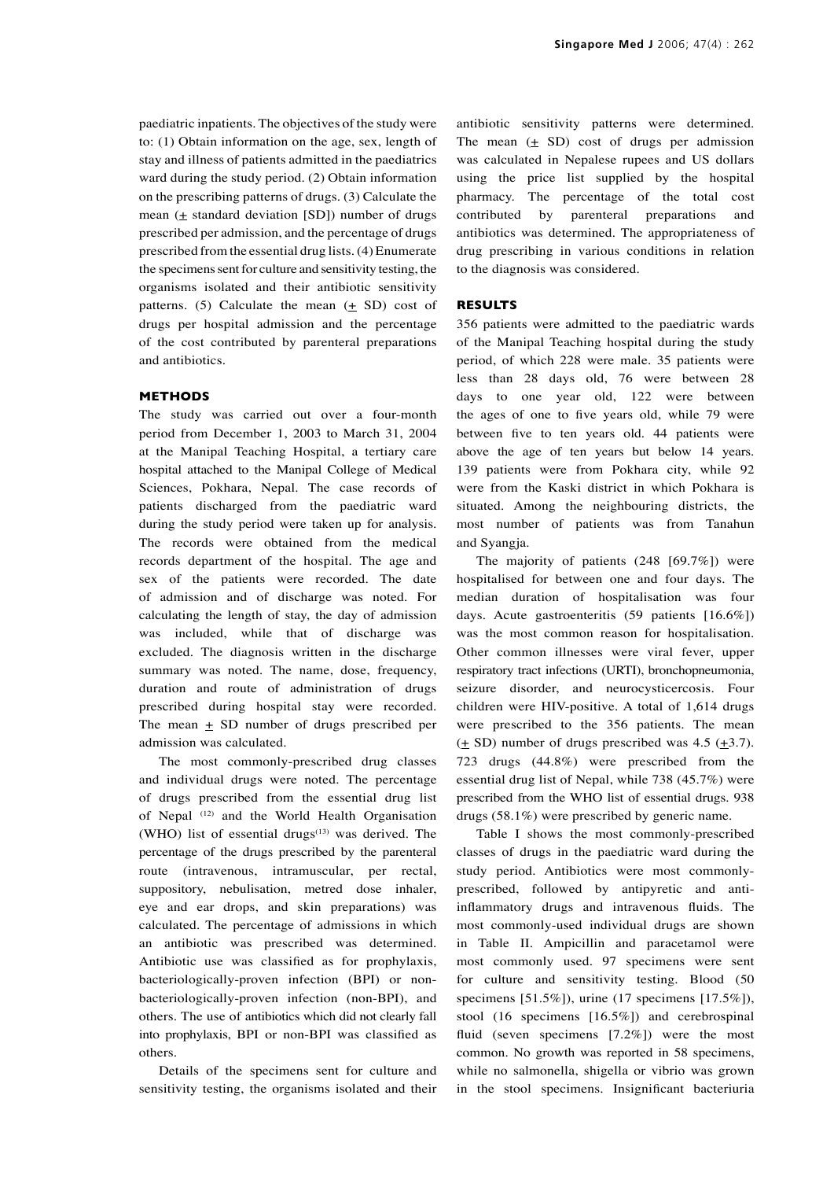paediatric inpatients. The objectives of the study were to: (1) Obtain information on the age, sex, length of stay and illness of patients admitted in the paediatrics ward during the study period. (2) Obtain information on the prescribing patterns of drugs. (3) Calculate the mean (± standard deviation [SD]) number of drugs prescribed per admission, and the percentage of drugs prescribed from the essential drug lists. (4) Enumerate the specimens sent for culture and sensitivity testing, the organisms isolated and their antibiotic sensitivity patterns. (5) Calculate the mean (± SD) cost of drugs per hospital admission and the percentage of the cost contributed by parenteral preparations and antibiotics.

## METHODS

The study was carried out over a four-month period from December 1, 2003 to March 31, 2004 at the Manipal Teaching Hospital, a tertiary care hospital attached to the Manipal College of Medical Sciences, Pokhara, Nepal. The case records of patients discharged from the paediatric ward during the study period were taken up for analysis. The records were obtained from the medical records department of the hospital. The age and sex of the patients were recorded. The date of admission and of discharge was noted. For calculating the length of stay, the day of admission was included, while that of discharge was excluded. The diagnosis written in the discharge summary was noted. The name, dose, frequency, duration and route of administration of drugs prescribed during hospital stay were recorded. The mean ± SD number of drugs prescribed per admission was calculated.

The most commonly-prescribed drug classes and individual drugs were noted. The percentage of drugs prescribed from the essential drug list of Nepal [12] and the World Health Organisation (WHO) list of essential drugs[13] was derived. The percentage of the drugs prescribed by the parenteral route (intravenous, intramuscular, per rectal, suppository, nebulisation, metred dose inhaler, eye and ear drops, and skin preparations) was calculated. The percentage of admissions in which an antibiotic was prescribed was determined. Antibiotic use was classified as for prophylaxis, bacteriologically-proven infection (BPI) or non-bacteriologically-proven infection (non-BPI), and others. The use of antibiotics which did not clearly fall into prophylaxis, BPI or non-BPI was classified as others.

Details of the specimens sent for culture and sensitivity testing, the organisms isolated and their antibiotic sensitivity patterns were determined. The mean (± SD) cost of drugs per admission was calculated in Nepalese rupees and US dollars using the price list supplied by the hospital pharmacy. The percentage of the total cost contributed by parenteral preparations and antibiotics was determined. The appropriateness of drug prescribing in various conditions in relation to the diagnosis was considered.

## RESULTS

356 patients were admitted to the paediatric wards of the Manipal Teaching hospital during the study period, of which 228 were male. 35 patients were less than 28 days old, 76 were between 28 days to one year old, 122 were between the ages of one to five years old, while 79 were between five to ten years old. 44 patients were above the age of ten years but below 14 years. 139 patients were from Pokhara city, while 92 were from the Kaski district in which Pokhara is situated. Among the neighbouring districts, the most number of patients was from Tanahun and Syangja.

The majority of patients (248 [69.7%]) were hospitalised for between one and four days. The median duration of hospitalisation was four days. Acute gastroenteritis (59 patients [16.6%]) was the most common reason for hospitalisation. Other common illnesses were viral fever, upper respiratory tract infections (URTI), bronchopneumonia, seizure disorder, and neurocysticercosis. Four children were HIV-positive. A total of 1,614 drugs were prescribed to the 356 patients. The mean (± SD) number of drugs prescribed was 4.5 (±3.7). 723 drugs (44.8%) were prescribed from the essential drug list of Nepal, while 738 (45.7%) were prescribed from the WHO list of essential drugs. 938 drugs (58.1%) were prescribed by generic name.

Table I shows the most commonly-prescribed classes of drugs in the paediatric ward during the study period. Antibiotics were most commonly-prescribed, followed by antipyretic and anti-inflammatory drugs and intravenous fluids. The most commonly-used individual drugs are shown in Table II. Ampicillin and paracetamol were most commonly used. 97 specimens were sent for culture and sensitivity testing. Blood (50 specimens [51.5%]), urine (17 specimens [17.5%]), stool (16 specimens [16.5%]) and cerebrospinal fluid (seven specimens [7.2%]) were the most common. No growth was reported in 58 specimens, while no salmonella, shigella or vibrio was grown in the stool specimens. Insignificant bacteriuria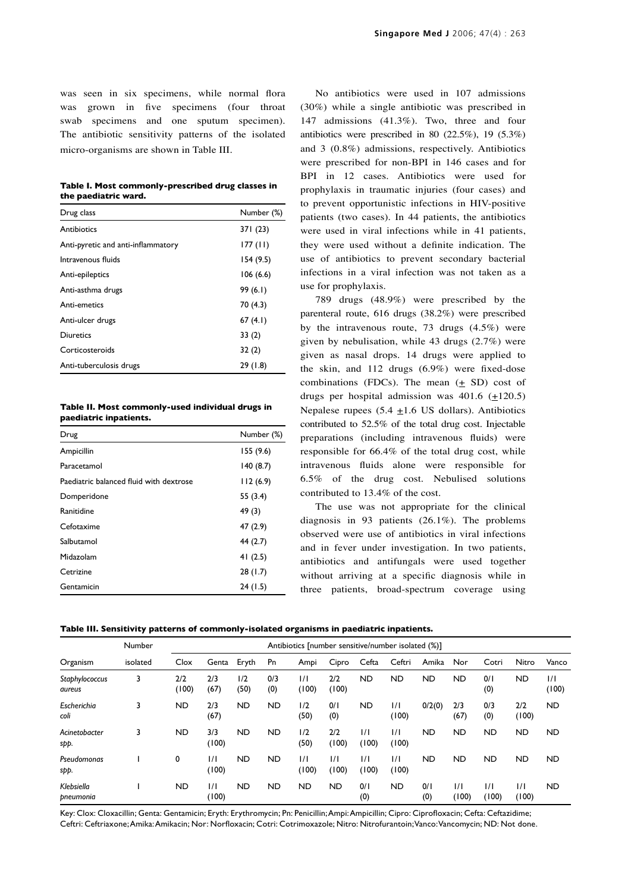was seen in six specimens, while normal flora was grown in five specimens (four throat swab specimens and one sputum specimen). The antibiotic sensitivity patterns of the isolated micro-organisms are shown in Table III.

**Table I. Most commonly-prescribed drug classes in the paediatric ward.**

| Drug class | Number (%) |
|---|---|
| Antibiotics | 371 (23) |
| Anti-pyretic and anti-inflammatory | 177 (11) |
| Intravenous fluids | 154 (9.5) |
| Anti-epileptics | 106 (6.6) |
| Anti-asthma drugs | 99 (6.1) |
| Anti-emetics | 70 (4.3) |
| Anti-ulcer drugs | 67 (4.1) |
| Diuretics | 33 (2) |
| Corticosteroids | 32 (2) |
| Anti-tuberculosis drugs | 29 (1.8) |

**Table II. Most commonly-used individual drugs in paediatric inpatients.**

| Drug | Number (%) |
|---|---|
| Ampicillin | 155 (9.6) |
| Paracetamol | 140 (8.7) |
| Paediatric balanced fluid with dextrose | 112 (6.9) |
| Domperidone | 55 (3.4) |
| Ranitidine | 49 (3) |
| Cefotaxime | 47 (2.9) |
| Salbutamol | 44 (2.7) |
| Midazolam | 41 (2.5) |
| Cetrizine | 28 (1.7) |
| Gentamicin | 24 (1.5) |

No antibiotics were used in 107 admissions (30%) while a single antibiotic was prescribed in 147 admissions (41.3%). Two, three and four antibiotics were prescribed in 80 (22.5%), 19 (5.3%) and 3 (0.8%) admissions, respectively. Antibiotics were prescribed for non-BPI in 146 cases and for BPI in 12 cases. Antibiotics were used for prophylaxis in traumatic injuries (four cases) and to prevent opportunistic infections in HIV-positive patients (two cases). In 44 patients, the antibiotics were used in viral infections while in 41 patients, they were used without a definite indication. The use of antibiotics to prevent secondary bacterial infections in a viral infection was not taken as a use for prophylaxis.

789 drugs (48.9%) were prescribed by the parenteral route, 616 drugs (38.2%) were prescribed by the intravenous route, 73 drugs (4.5%) were given by nebulisation, while 43 drugs (2.7%) were given as nasal drops. 14 drugs were applied to the skin, and 112 drugs (6.9%) were fixed-dose combinations (FDCs). The mean ($\pm$ SD) cost of drugs per hospital admission was 401.6 ($\pm$120.5) Nepalese rupees (5.4 $\pm$1.6 US dollars). Antibiotics contributed to 52.5% of the total drug cost. Injectable preparations (including intravenous fluids) were responsible for 66.4% of the total drug cost, while intravenous fluids alone were responsible for 6.5% of the drug cost. Nebulised solutions contributed to 13.4% of the cost.

The use was not appropriate for the clinical diagnosis in 93 patients (26.1%). The problems observed were use of antibiotics in viral infections and in fever under investigation. In two patients, antibiotics and antifungals were used together without arriving at a specific diagnosis while in three patients, broad-spectrum coverage using

**Table III. Sensitivity patterns of commonly-isolated organisms in paediatric inpatients.**

| Organism | Number isolated | Antibiotics [number sensitive/number isolated (%)] | | | | | | | | | | | | |
|---|---|---|---|---|---|---|---|---|---|---|---|---|---|---|
| | | Clox | Genta | Eryth | Pn | Ampi | Cipro | Cefta | Ceftri | Amika | Nor | Cotri | Nitro | Vanco |
| *Staphylococcus aureus* | 3 | 2/2 (100) | 2/3 (67) | 1/2 (50) | 0/3 (0) | 1/1 (100) | 2/2 (100) | ND | ND | ND | ND | 0/1 (0) | ND | 1/1 (100) |
| *Escherichia coli* | 3 | ND | 2/3 (67) | ND | ND | 1/2 (50) | 0/1 (0) | ND | 1/1 (100) | 0/2(0) | 2/3 (67) | 0/3 (0) | 2/2 (100) | ND |
| *Acinetobacter spp.* | 3 | ND | 3/3 (100) | ND | ND | 1/2 (50) | 2/2 (100) | 1/1 (100) | 1/1 (100) | ND | ND | ND | ND | ND |
| *Pseudomonas spp.* | 1 | 0 | 1/1 (100) | ND | ND | 1/1 (100) | 1/1 (100) | 1/1 (100) | 1/1 (100) | ND | ND | ND | ND | ND |
| *Klebsiella pneumonia* | 1 | ND | 1/1 (100) | ND | ND | ND | ND | 0/1 (0) | ND | 0/1 (0) | 1/1 (100) | 1/1 (100) | 1/1 (100) | ND |

Key: Clox: Cloxacillin; Genta: Gentamicin; Eryth: Erythromycin; Pn: Penicillin; Ampi: Ampicillin; Cipro: Ciprofloxacin; Cefta: Ceftazidime; Ceftri: Ceftriaxone; Amika: Amikacin; Nor: Norfloxacin; Cotri: Cotrimoxazole; Nitro: Nitrofurantoin; Vanco: Vancomycin; ND: Not done.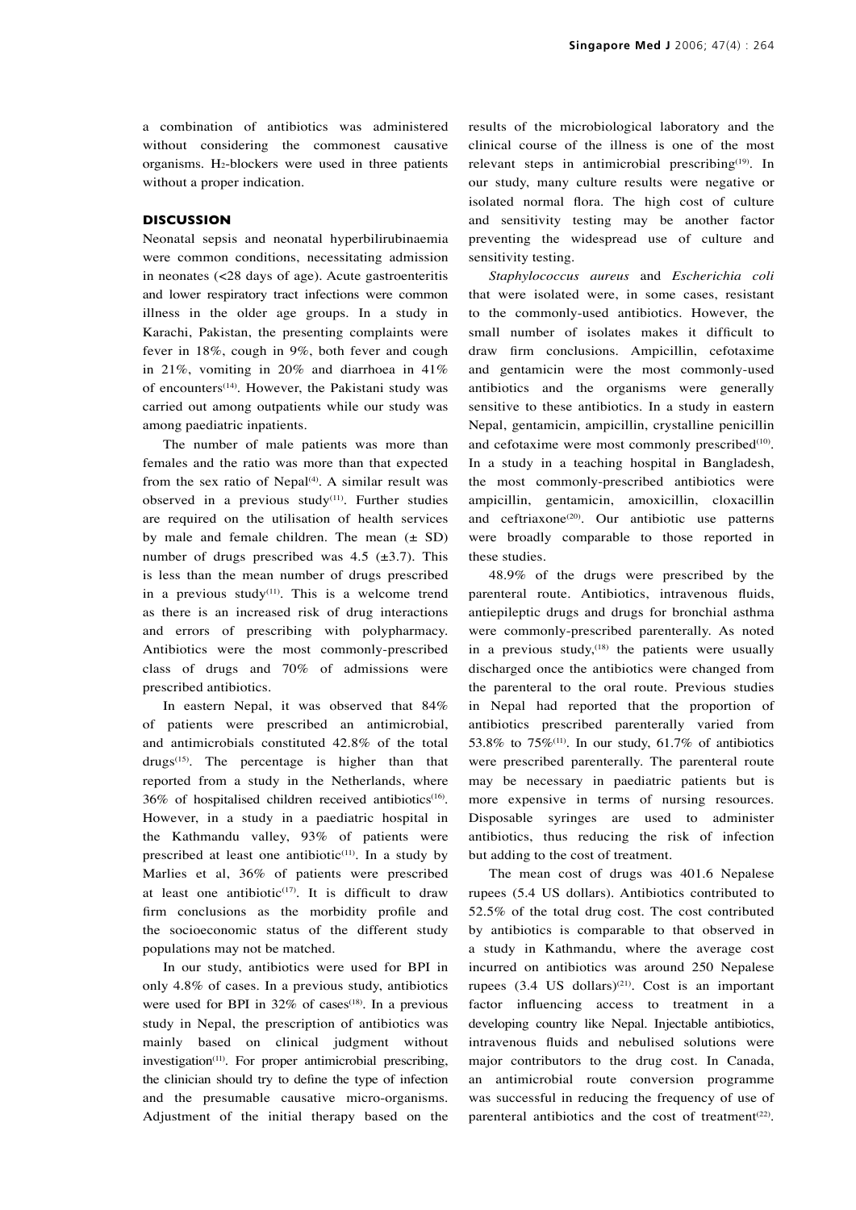a combination of antibiotics was administered without considering the commonest causative organisms. $H_2$-blockers were used in three patients without a proper indication.

## DISCUSSION

Neonatal sepsis and neonatal hyperbilirubinaemia were common conditions, necessitating admission in neonates (<28 days of age). Acute gastroenteritis and lower respiratory tract infections were common illness in the older age groups. In a study in Karachi, Pakistan, the presenting complaints were fever in 18%, cough in 9%, both fever and cough in 21%, vomiting in 20% and diarrhoea in 41% of encounters[14]. However, the Pakistani study was carried out among outpatients while our study was among paediatric inpatients.

The number of male patients was more than females and the ratio was more than that expected from the sex ratio of Nepal[4]. A similar result was observed in a previous study[11]. Further studies are required on the utilisation of health services by male and female children. The mean (± SD) number of drugs prescribed was 4.5 (±3.7). This is less than the mean number of drugs prescribed in a previous study[11]. This is a welcome trend as there is an increased risk of drug interactions and errors of prescribing with polypharmacy. Antibiotics were the most commonly-prescribed class of drugs and 70% of admissions were prescribed antibiotics.

In eastern Nepal, it was observed that 84% of patients were prescribed an antimicrobial, and antimicrobials constituted 42.8% of the total drugs[15]. The percentage is higher than that reported from a study in the Netherlands, where 36% of hospitalised children received antibiotics[16]. However, in a study in a paediatric hospital in the Kathmandu valley, 93% of patients were prescribed at least one antibiotic[11]. In a study by Marlies et al, 36% of patients were prescribed at least one antibiotic[17]. It is difficult to draw firm conclusions as the morbidity profile and the socioeconomic status of the different study populations may not be matched.

In our study, antibiotics were used for BPI in only 4.8% of cases. In a previous study, antibiotics were used for BPI in 32% of cases[18]. In a previous study in Nepal, the prescription of antibiotics was mainly based on clinical judgment without investigation[11]. For proper antimicrobial prescribing, the clinician should try to define the type of infection and the presumable causative micro-organisms. Adjustment of the initial therapy based on the results of the microbiological laboratory and the clinical course of the illness is one of the most relevant steps in antimicrobial prescribing[19]. In our study, many culture results were negative or isolated normal flora. The high cost of culture and sensitivity testing may be another factor preventing the widespread use of culture and sensitivity testing.

*Staphylococcus aureus* and *Escherichia coli* that were isolated were, in some cases, resistant to the commonly-used antibiotics. However, the small number of isolates makes it difficult to draw firm conclusions. Ampicillin, cefotaxime and gentamicin were the most commonly-used antibiotics and the organisms were generally sensitive to these antibiotics. In a study in eastern Nepal, gentamicin, ampicillin, crystalline penicillin and cefotaxime were most commonly prescribed[10]. In a study in a teaching hospital in Bangladesh, the most commonly-prescribed antibiotics were ampicillin, gentamicin, amoxicillin, cloxacillin and ceftriaxone[20]. Our antibiotic use patterns were broadly comparable to those reported in these studies.

48.9% of the drugs were prescribed by the parenteral route. Antibiotics, intravenous fluids, antiepileptic drugs and drugs for bronchial asthma were commonly-prescribed parenterally. As noted in a previous study,[18] the patients were usually discharged once the antibiotics were changed from the parenteral to the oral route. Previous studies in Nepal had reported that the proportion of antibiotics prescribed parenterally varied from 53.8% to 75%[11]. In our study, 61.7% of antibiotics were prescribed parenterally. The parenteral route may be necessary in paediatric patients but is more expensive in terms of nursing resources. Disposable syringes are used to administer antibiotics, thus reducing the risk of infection but adding to the cost of treatment.

The mean cost of drugs was 401.6 Nepalese rupees (5.4 US dollars). Antibiotics contributed to 52.5% of the total drug cost. The cost contributed by antibiotics is comparable to that observed in a study in Kathmandu, where the average cost incurred on antibiotics was around 250 Nepalese rupees (3.4 US dollars)[21]. Cost is an important factor influencing access to treatment in a developing country like Nepal. Injectable antibiotics, intravenous fluids and nebulised solutions were major contributors to the drug cost. In Canada, an antimicrobial route conversion programme was successful in reducing the frequency of use of parenteral antibiotics and the cost of treatment[22].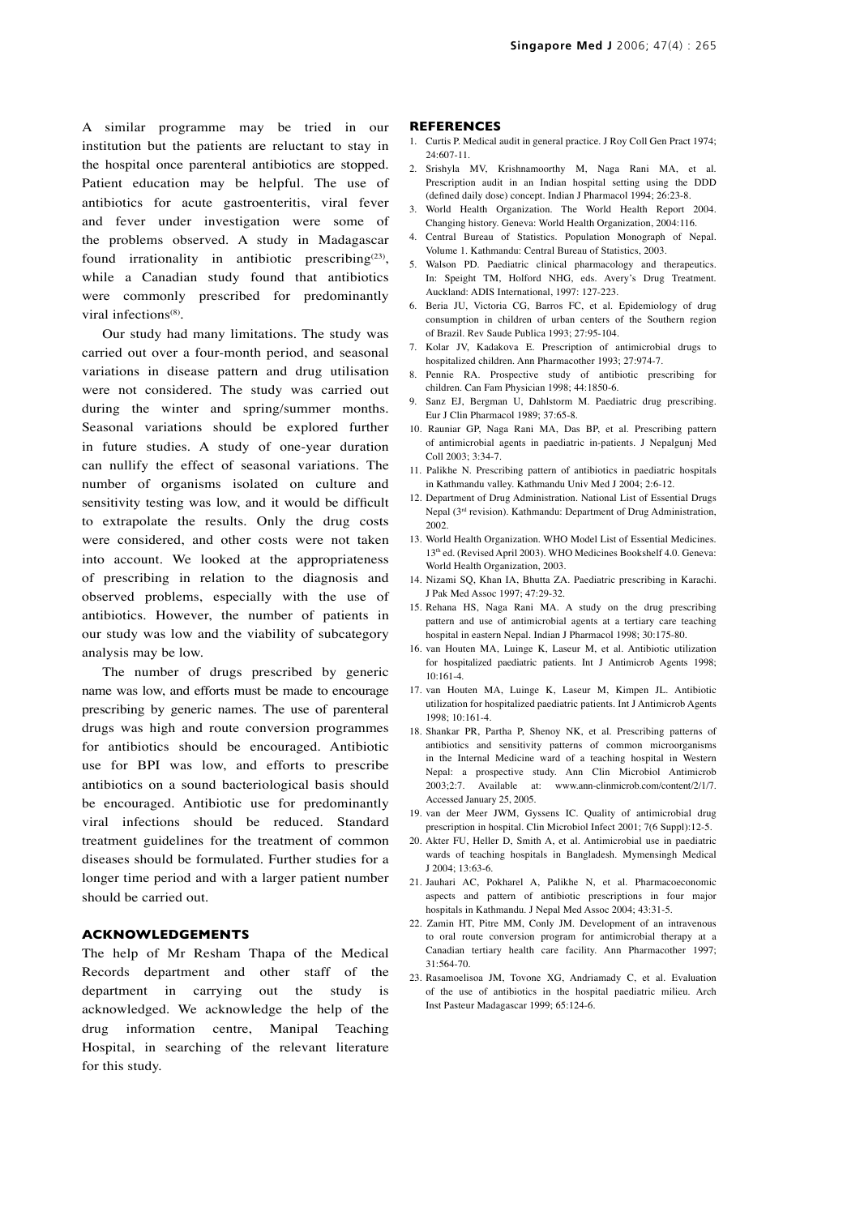A similar programme may be tried in our institution but the patients are reluctant to stay in the hospital once parenteral antibiotics are stopped. Patient education may be helpful. The use of antibiotics for acute gastroenteritis, viral fever and fever under investigation were some of the problems observed. A study in Madagascar found irrationality in antibiotic prescribing[23], while a Canadian study found that antibiotics were commonly prescribed for predominantly viral infections[8].

Our study had many limitations. The study was carried out over a four-month period, and seasonal variations in disease pattern and drug utilisation were not considered. The study was carried out during the winter and spring/summer months. Seasonal variations should be explored further in future studies. A study of one-year duration can nullify the effect of seasonal variations. The number of organisms isolated on culture and sensitivity testing was low, and it would be difficult to extrapolate the results. Only the drug costs were considered, and other costs were not taken into account. We looked at the appropriateness of prescribing in relation to the diagnosis and observed problems, especially with the use of antibiotics. However, the number of patients in our study was low and the viability of subcategory analysis may be low.

The number of drugs prescribed by generic name was low, and efforts must be made to encourage prescribing by generic names. The use of parenteral drugs was high and route conversion programmes for antibiotics should be encouraged. Antibiotic use for BPI was low, and efforts to prescribe antibiotics on a sound bacteriological basis should be encouraged. Antibiotic use for predominantly viral infections should be reduced. Standard treatment guidelines for the treatment of common diseases should be formulated. Further studies for a longer time period and with a larger patient number should be carried out.

## ACKNOWLEDGEMENTS

The help of Mr Resham Thapa of the Medical Records department and other staff of the department in carrying out the study is acknowledged. We acknowledge the help of the drug information centre, Manipal Teaching Hospital, in searching of the relevant literature for this study.

## REFERENCES

1. Curtis P. Medical audit in general practice. J Roy Coll Gen Pract 1974; 24:607-11.
2. Srishyla MV, Krishnamoorthy M, Naga Rani MA, et al. Prescription audit in an Indian hospital setting using the DDD (defined daily dose) concept. Indian J Pharmacol 1994; 26:23-8.
3. World Health Organization. The World Health Report 2004. Changing history. Geneva: World Health Organization, 2004:116.
4. Central Bureau of Statistics. Population Monograph of Nepal. Volume 1. Kathmandu: Central Bureau of Statistics, 2003.
5. Walson PD. Paediatric clinical pharmacology and therapeutics. In: Speight TM, Holford NHG, eds. Avery's Drug Treatment. Auckland: ADIS International, 1997: 127-223.
6. Beria JU, Victoria CG, Barros FC, et al. Epidemiology of drug consumption in children of urban centers of the Southern region of Brazil. Rev Saude Publica 1993; 27:95-104.
7. Kolar JV, Kadakova E. Prescription of antimicrobial drugs to hospitalized children. Ann Pharmacother 1993; 27:974-7.
8. Pennie RA. Prospective study of antibiotic prescribing for children. Can Fam Physician 1998; 44:1850-6.
9. Sanz EJ, Bergman U, Dahlstorm M. Paediatric drug prescribing. Eur J Clin Pharmacol 1989; 37:65-8.
10. Rauniar GP, Naga Rani MA, Das BP, et al. Prescribing pattern of antimicrobial agents in paediatric in-patients. J Nepalgunj Med Coll 2003; 3:34-7.
11. Palikhe N. Prescribing pattern of antibiotics in paediatric hospitals in Kathmandu valley. Kathmandu Univ Med J 2004; 2:6-12.
12. Department of Drug Administration. National List of Essential Drugs Nepal (3rd revision). Kathmandu: Department of Drug Administration, 2002.
13. World Health Organization. WHO Model List of Essential Medicines. 13th ed. (Revised April 2003). WHO Medicines Bookshelf 4.0. Geneva: World Health Organization, 2003.
14. Nizami SQ, Khan IA, Bhutta ZA. Paediatric prescribing in Karachi. J Pak Med Assoc 1997; 47:29-32.
15. Rehana HS, Naga Rani MA. A study on the drug prescribing pattern and use of antimicrobial agents at a tertiary care teaching hospital in eastern Nepal. Indian J Pharmacol 1998; 30:175-80.
16. van Houten MA, Luinge K, Laseur M, et al. Antibiotic utilization for hospitalized paediatric patients. Int J Antimicrob Agents 1998; 10:161-4.
17. van Houten MA, Luinge K, Laseur M, Kimpen JL. Antibiotic utilization for hospitalized paediatric patients. Int J Antimicrob Agents 1998; 10:161-4.
18. Shankar PR, Partha P, Shenoy NK, et al. Prescribing patterns of antibiotics and sensitivity patterns of common microorganisms in the Internal Medicine ward of a teaching hospital in Western Nepal: a prospective study. Ann Clin Microbiol Antimicrob 2003;2:7. Available at: www.ann-clinmicrob.com/content/2/1/7. Accessed January 25, 2005.
19. van der Meer JWM, Gyssens IC. Quality of antimicrobial drug prescription in hospital. Clin Microbiol Infect 2001; 7(6 Suppl):12-5.
20. Akter FU, Heller D, Smith A, et al. Antimicrobial use in paediatric wards of teaching hospitals in Bangladesh. Mymensingh Medical J 2004; 13:63-6.
21. Jauhari AC, Pokharel A, Palikhe N, et al. Pharmacoeconomic aspects and pattern of antibiotic prescriptions in four major hospitals in Kathmandu. J Nepal Med Assoc 2004; 43:31-5.
22. Zamin HT, Pitre MM, Conly JM. Development of an intravenous to oral route conversion program for antimicrobial therapy at a Canadian tertiary health care facility. Ann Pharmacother 1997; 31:564-70.
23. Rasamoelisoa JM, Tovone XG, Andriamady C, et al. Evaluation of the use of antibiotics in the hospital paediatric milieu. Arch Inst Pasteur Madagascar 1999; 65:124-6.